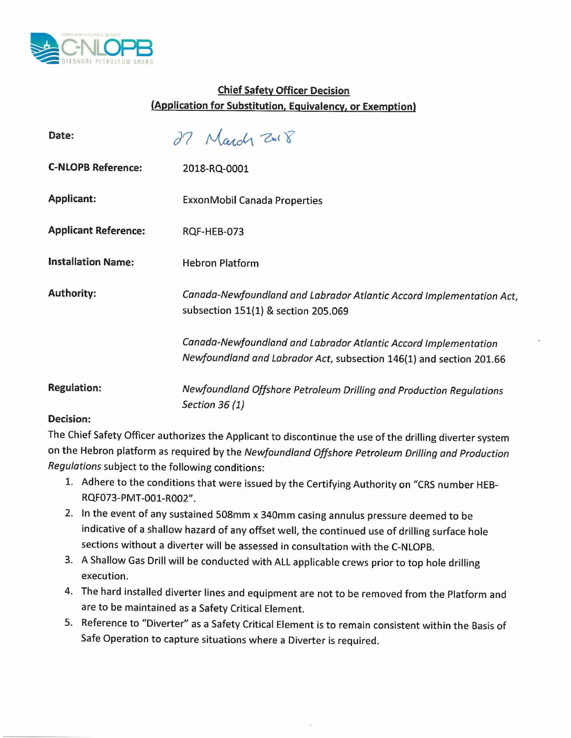# Chief Safety Officer Decision
## (Application for Substitution, Equivalency, or Exemption)

**Date:** 27 March 2018

**C-NLOPB Reference:** 2018-RQ-0001

**Applicant:** ExxonMobil Canada Properties

**Applicant Reference:** RQF-HEB-073

**Installation Name:** Hebron Platform

**Authority:** *Canada-Newfoundland and Labrador Atlantic Accord Implementation Act*, subsection 151(1) & section 205.069

*Canada-Newfoundland and Labrador Atlantic Accord Implementation Newfoundland and Labrador Act*, subsection 146(1) and section 201.66

**Regulation:** *Newfoundland Offshore Petroleum Drilling and Production Regulations Section 36 (1)*

**Decision:**

The Chief Safety Officer authorizes the Applicant to discontinue the use of the drilling diverter system on the Hebron platform as required by the *Newfoundland Offshore Petroleum Drilling and Production Regulations* subject to the following conditions:

1. Adhere to the conditions that were issued by the Certifying Authority on "CRS number HEB-RQF073-PMT-001-R002".
2. In the event of any sustained 508mm x 340mm casing annulus pressure deemed to be indicative of a shallow hazard of any offset well, the continued use of drilling surface hole sections without a diverter will be assessed in consultation with the C-NLOPB.
3. A Shallow Gas Drill will be conducted with ALL applicable crews prior to top hole drilling execution.
4. The hard installed diverter lines and equipment are not to be removed from the Platform and are to be maintained as a Safety Critical Element.
5. Reference to "Diverter" as a Safety Critical Element is to remain consistent within the Basis of Safe Operation to capture situations where a Diverter is required.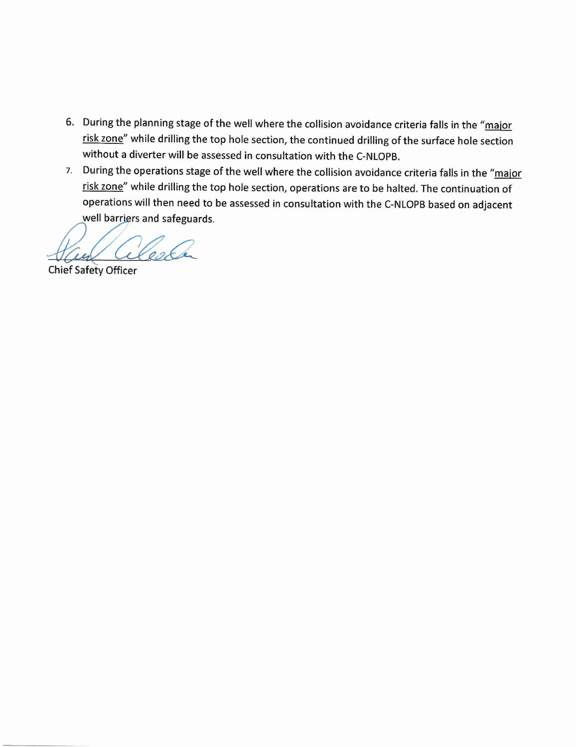6. During the planning stage of the well where the collision avoidance criteria falls in the "major risk zone" while drilling the top hole section, the continued drilling of the surface hole section without a diverter will be assessed in consultation with the C-NLOPB.
7. During the operations stage of the well where the collision avoidance criteria falls in the "major risk zone" while drilling the top hole section, operations are to be halted. The continuation of operations will then need to be assessed in consultation with the C-NLOPB based on adjacent well barriers and safeguards.

Chief Safety Officer